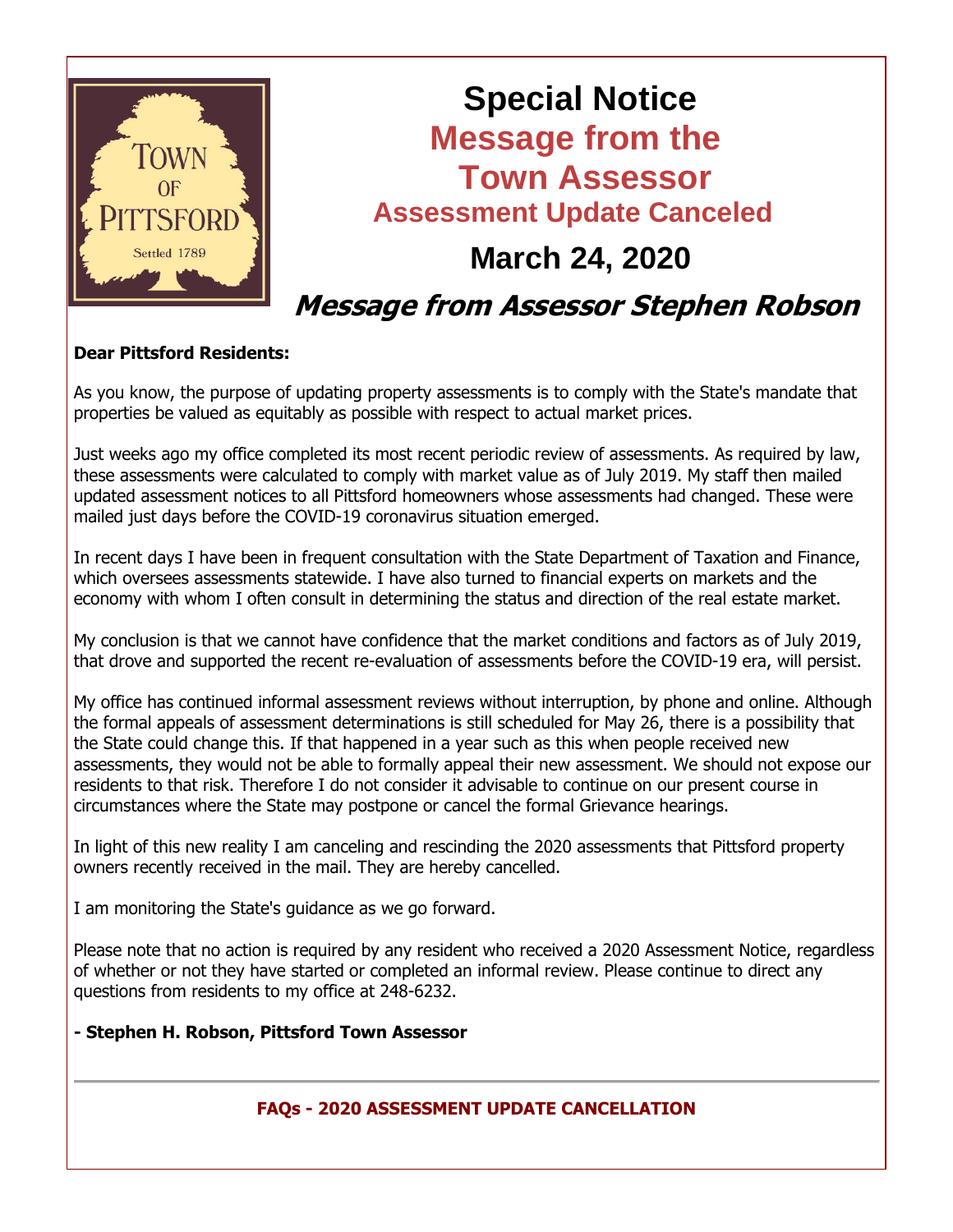# Special Notice

## Message from the Town Assessor

### Assessment Update Canceled

## March 24, 2020

## *Message from Assessor Stephen Robson*

**Dear Pittsford Residents:**

As you know, the purpose of updating property assessments is to comply with the State's mandate that properties be valued as equitably as possible with respect to actual market prices.

Just weeks ago my office completed its most recent periodic review of assessments. As required by law, these assessments were calculated to comply with market value as of July 2019. My staff then mailed updated assessment notices to all Pittsford homeowners whose assessments had changed. These were mailed just days before the COVID-19 coronavirus situation emerged.

In recent days I have been in frequent consultation with the State Department of Taxation and Finance, which oversees assessments statewide. I have also turned to financial experts on markets and the economy with whom I often consult in determining the status and direction of the real estate market.

My conclusion is that we cannot have confidence that the market conditions and factors as of July 2019, that drove and supported the recent re-evaluation of assessments before the COVID-19 era, will persist.

My office has continued informal assessment reviews without interruption, by phone and online. Although the formal appeals of assessment determinations is still scheduled for May 26, there is a possibility that the State could change this. If that happened in a year such as this when people received new assessments, they would not be able to formally appeal their new assessment. We should not expose our residents to that risk. Therefore I do not consider it advisable to continue on our present course in circumstances where the State may postpone or cancel the formal Grievance hearings.

In light of this new reality I am canceling and rescinding the 2020 assessments that Pittsford property owners recently received in the mail. They are hereby cancelled.

I am monitoring the State's guidance as we go forward.

Please note that no action is required by any resident who received a 2020 Assessment Notice, regardless of whether or not they have started or completed an informal review. Please continue to direct any questions from residents to my office at 248-6232.

**- Stephen H. Robson, Pittsford Town Assessor**

---

**FAQs - 2020 ASSESSMENT UPDATE CANCELLATION**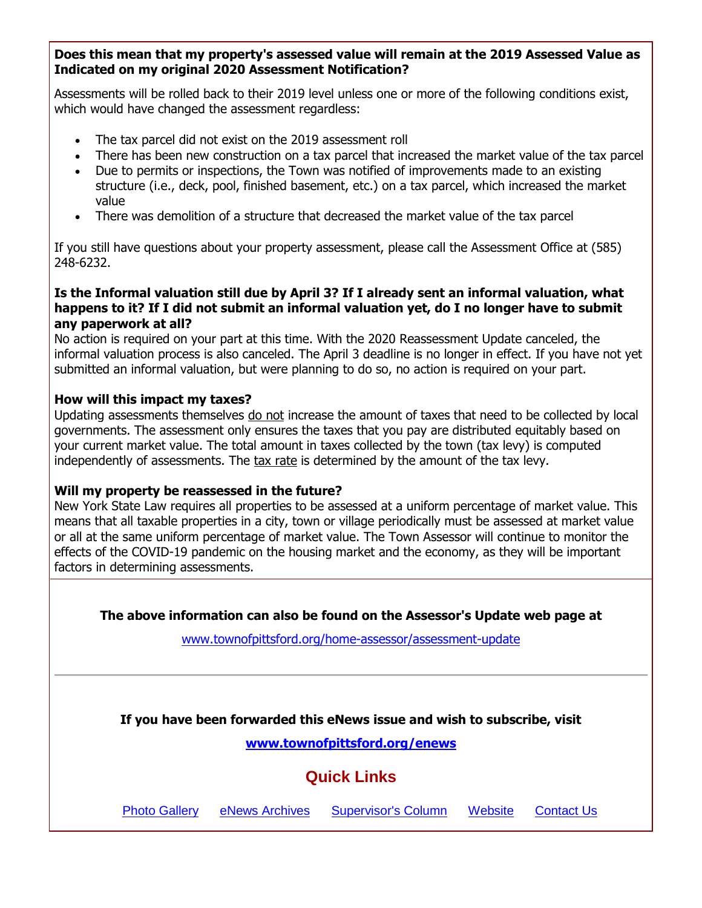**Does this mean that my property's assessed value will remain at the 2019 Assessed Value as Indicated on my original 2020 Assessment Notification?**

Assessments will be rolled back to their 2019 level unless one or more of the following conditions exist, which would have changed the assessment regardless:

- The tax parcel did not exist on the 2019 assessment roll
- There has been new construction on a tax parcel that increased the market value of the tax parcel
- Due to permits or inspections, the Town was notified of improvements made to an existing structure (i.e., deck, pool, finished basement, etc.) on a tax parcel, which increased the market value
- There was demolition of a structure that decreased the market value of the tax parcel

If you still have questions about your property assessment, please call the Assessment Office at (585) 248-6232.

**Is the Informal valuation still due by April 3? If I already sent an informal valuation, what happens to it? If I did not submit an informal valuation yet, do I no longer have to submit any paperwork at all?**

No action is required on your part at this time. With the 2020 Reassessment Update canceled, the informal valuation process is also canceled. The April 3 deadline is no longer in effect. If you have not yet submitted an informal valuation, but were planning to do so, no action is required on your part.

**How will this impact my taxes?**

Updating assessments themselves do not increase the amount of taxes that need to be collected by local governments. The assessment only ensures the taxes that you pay are distributed equitably based on your current market value. The total amount in taxes collected by the town (tax levy) is computed independently of assessments. The tax rate is determined by the amount of the tax levy.

**Will my property be reassessed in the future?**

New York State Law requires all properties to be assessed at a uniform percentage of market value. This means that all taxable properties in a city, town or village periodically must be assessed at market value or all at the same uniform percentage of market value. The Town Assessor will continue to monitor the effects of the COVID-19 pandemic on the housing market and the economy, as they will be important factors in determining assessments.

---

**The above information can also be found on the Assessor's Update web page at**

www.townofpittsford.org/home-assessor/assessment-update

---

**If you have been forwarded this eNews issue and wish to subscribe, visit**

**www.townofpittsford.org/enews**

## Quick Links

Photo Gallery | eNews Archives | Supervisor's Column | Website | Contact Us